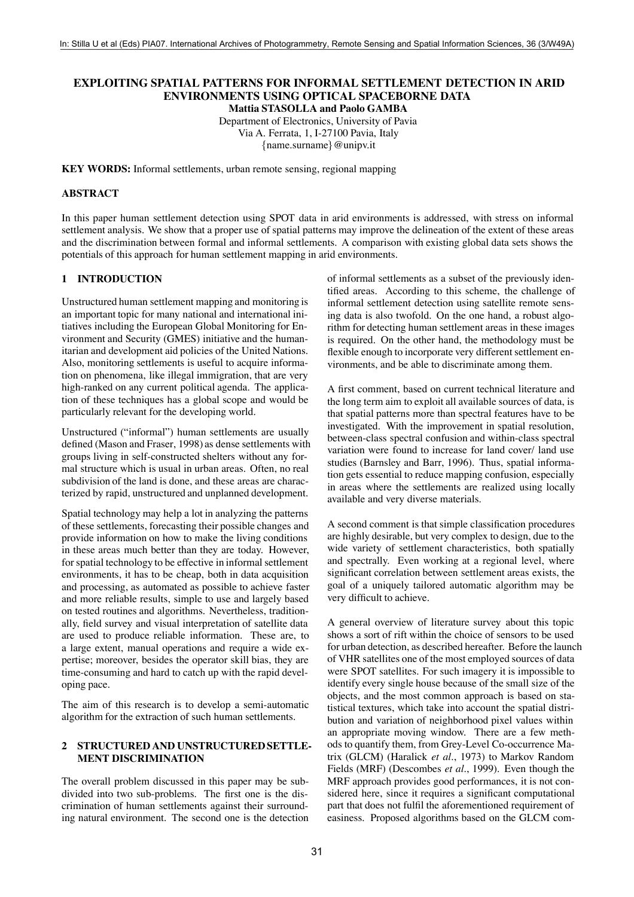# EXPLOITING SPATIAL PATTERNS FOR INFORMAL SETTLEMENT DETECTION IN ARID ENVIRONMENTS USING OPTICAL SPACEBORNE DATA

**Mattia STASOLLA and Paolo GAMBA**

Department of Electronics, University of Pavia
Via A. Ferrata, 1, I-27100 Pavia, Italy
{name.surname}@unipv.it

**KEY WORDS:** Informal settlements, urban remote sensing, regional mapping

## ABSTRACT

In this paper human settlement detection using SPOT data in arid environments is addressed, with stress on informal settlement analysis. We show that a proper use of spatial patterns may improve the delineation of the extent of these areas and the discrimination between formal and informal settlements. A comparison with existing global data sets shows the potentials of this approach for human settlement mapping in arid environments.

## 1 INTRODUCTION

Unstructured human settlement mapping and monitoring is an important topic for many national and international initiatives including the European Global Monitoring for Environment and Security (GMES) initiative and the humanitarian and development aid policies of the United Nations. Also, monitoring settlements is useful to acquire information on phenomena, like illegal immigration, that are very high-ranked on any current political agenda. The application of these techniques has a global scope and would be particularly relevant for the developing world.

Unstructured ("informal") human settlements are usually defined (Mason and Fraser, 1998) as dense settlements with groups living in self-constructed shelters without any formal structure which is usual in urban areas. Often, no real subdivision of the land is done, and these areas are characterized by rapid, unstructured and unplanned development.

Spatial technology may help a lot in analyzing the patterns of these settlements, forecasting their possible changes and provide information on how to make the living conditions in these areas much better than they are today. However, for spatial technology to be effective in informal settlement environments, it has to be cheap, both in data acquisition and processing, as automated as possible to achieve faster and more reliable results, simple to use and largely based on tested routines and algorithms. Nevertheless, traditionally, field survey and visual interpretation of satellite data are used to produce reliable information. These are, to a large extent, manual operations and require a wide expertise; moreover, besides the operator skill bias, they are time-consuming and hard to catch up with the rapid developing pace.

The aim of this research is to develop a semi-automatic algorithm for the extraction of such human settlements.

## 2 STRUCTURED AND UNSTRUCTURED SETTLEMENT DISCRIMINATION

The overall problem discussed in this paper may be subdivided into two sub-problems. The first one is the discrimination of human settlements against their surrounding natural environment. The second one is the detection of informal settlements as a subset of the previously identified areas. According to this scheme, the challenge of informal settlement detection using satellite remote sensing data is also twofold. On the one hand, a robust algorithm for detecting human settlement areas in these images is required. On the other hand, the methodology must be flexible enough to incorporate very different settlement environments, and be able to discriminate among them.

A first comment, based on current technical literature and the long term aim to exploit all available sources of data, is that spatial patterns more than spectral features have to be investigated. With the improvement in spatial resolution, between-class spectral confusion and within-class spectral variation were found to increase for land cover/ land use studies (Barnsley and Barr, 1996). Thus, spatial information gets essential to reduce mapping confusion, especially in areas where the settlements are realized using locally available and very diverse materials.

A second comment is that simple classification procedures are highly desirable, but very complex to design, due to the wide variety of settlement characteristics, both spatially and spectrally. Even working at a regional level, where significant correlation between settlement areas exists, the goal of a uniquely tailored automatic algorithm may be very difficult to achieve.

A general overview of literature survey about this topic shows a sort of rift within the choice of sensors to be used for urban detection, as described hereafter. Before the launch of VHR satellites one of the most employed sources of data were SPOT satellites. For such imagery it is impossible to identify every single house because of the small size of the objects, and the most common approach is based on statistical textures, which take into account the spatial distribution and variation of neighborhood pixel values within an appropriate moving window. There are a few methods to quantify them, from Grey-Level Co-occurrence Matrix (GLCM) (Haralick *et al*., 1973) to Markov Random Fields (MRF) (Descombes *et al*., 1999). Even though the MRF approach provides good performances, it is not considered here, since it requires a significant computational part that does not fulfil the aforementioned requirement of easiness. Proposed algorithms based on the GLCM com-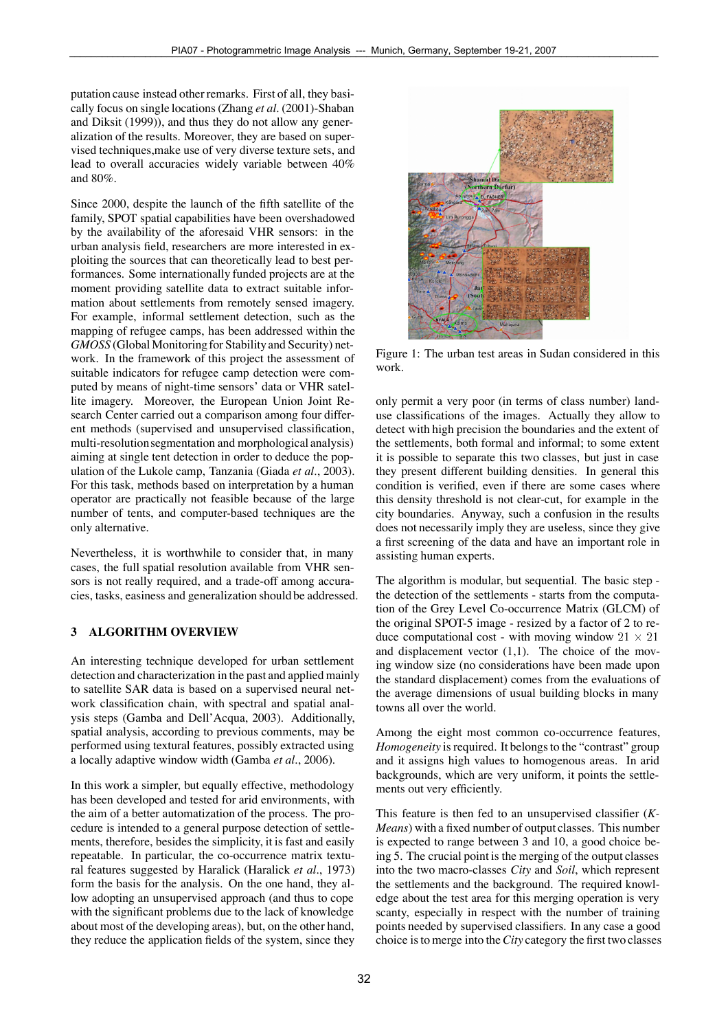putation cause instead other remarks. First of all, they basically focus on single locations (Zhang *et al*. (2001)-Shaban and Diksit (1999)), and thus they do not allow any generalization of the results. Moreover, they are based on supervised techniques,make use of very diverse texture sets, and lead to overall accuracies widely variable between 40% and 80%.

Since 2000, despite the launch of the fifth satellite of the family, SPOT spatial capabilities have been overshadowed by the availability of the aforesaid VHR sensors: in the urban analysis field, researchers are more interested in exploiting the sources that can theoretically lead to best performances. Some internationally funded projects are at the moment providing satellite data to extract suitable information about settlements from remotely sensed imagery. For example, informal settlement detection, such as the mapping of refugee camps, has been addressed within the *GMOSS* (Global Monitoring for Stability and Security) network. In the framework of this project the assessment of suitable indicators for refugee camp detection were computed by means of night-time sensors' data or VHR satellite imagery. Moreover, the European Union Joint Research Center carried out a comparison among four different methods (supervised and unsupervised classification, multi-resolution segmentation and morphological analysis) aiming at single tent detection in order to deduce the population of the Lukole camp, Tanzania (Giada *et al*., 2003). For this task, methods based on interpretation by a human operator are practically not feasible because of the large number of tents, and computer-based techniques are the only alternative.

Nevertheless, it is worthwhile to consider that, in many cases, the full spatial resolution available from VHR sensors is not really required, and a trade-off among accuracies, tasks, easiness and generalization should be addressed.

## 3 ALGORITHM OVERVIEW

An interesting technique developed for urban settlement detection and characterization in the past and applied mainly to satellite SAR data is based on a supervised neural network classification chain, with spectral and spatial analysis steps (Gamba and Dell'Acqua, 2003). Additionally, spatial analysis, according to previous comments, may be performed using textural features, possibly extracted using a locally adaptive window width (Gamba *et al*., 2006).

In this work a simpler, but equally effective, methodology has been developed and tested for arid environments, with the aim of a better automatization of the process. The procedure is intended to a general purpose detection of settlements, therefore, besides the simplicity, it is fast and easily repeatable. In particular, the co-occurrence matrix textural features suggested by Haralick (Haralick *et al*., 1973) form the basis for the analysis. On the one hand, they allow adopting an unsupervised approach (and thus to cope with the significant problems due to the lack of knowledge about most of the developing areas), but, on the other hand, they reduce the application fields of the system, since they

Figure 1: The urban test areas in Sudan considered in this work.

only permit a very poor (in terms of class number) land-use classifications of the images. Actually they allow to detect with high precision the boundaries and the extent of the settlements, both formal and informal; to some extent it is possible to separate this two classes, but just in case they present different building densities. In general this condition is verified, even if there are some cases where this density threshold is not clear-cut, for example in the city boundaries. Anyway, such a confusion in the results does not necessarily imply they are useless, since they give a first screening of the data and have an important role in assisting human experts.

The algorithm is modular, but sequential. The basic step - the detection of the settlements - starts from the computation of the Grey Level Co-occurrence Matrix (GLCM) of the original SPOT-5 image - resized by a factor of 2 to reduce computational cost - with moving window $21 \times 21$ and displacement vector (1,1). The choice of the moving window size (no considerations have been made upon the standard displacement) comes from the evaluations of the average dimensions of usual building blocks in many towns all over the world.

Among the eight most common co-occurrence features, *Homogeneity* is required. It belongs to the "contrast" group and it assigns high values to homogenous areas. In arid backgrounds, which are very uniform, it points the settlements out very efficiently.

This feature is then fed to an unsupervised classifier (*K-Means*) with a fixed number of output classes. This number is expected to range between 3 and 10, a good choice being 5. The crucial point is the merging of the output classes into the two macro-classes *City* and *Soil*, which represent the settlements and the background. The required knowledge about the test area for this merging operation is very scanty, especially in respect with the number of training points needed by supervised classifiers. In any case a good choice is to merge into the *City* category the first two classes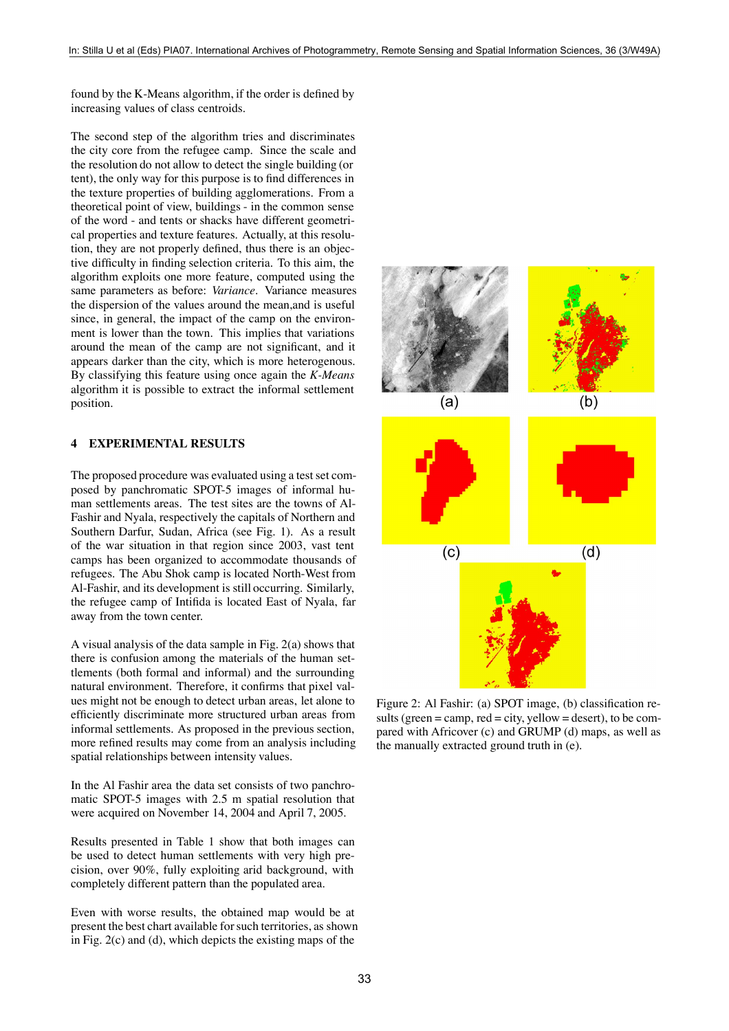found by the K-Means algorithm, if the order is defined by increasing values of class centroids.

The second step of the algorithm tries and discriminates the city core from the refugee camp. Since the scale and the resolution do not allow to detect the single building (or tent), the only way for this purpose is to find differences in the texture properties of building agglomerations. From a theoretical point of view, buildings - in the common sense of the word - and tents or shacks have different geometrical properties and texture features. Actually, at this resolution, they are not properly defined, thus there is an objective difficulty in finding selection criteria. To this aim, the algorithm exploits one more feature, computed using the same parameters as before: *Variance*. Variance measures the dispersion of the values around the mean,and is useful since, in general, the impact of the camp on the environment is lower than the town. This implies that variations around the mean of the camp are not significant, and it appears darker than the city, which is more heterogenous. By classifying this feature using once again the *K-Means* algorithm it is possible to extract the informal settlement position.

## 4 EXPERIMENTAL RESULTS

The proposed procedure was evaluated using a test set composed by panchromatic SPOT-5 images of informal human settlements areas. The test sites are the towns of Al-Fashir and Nyala, respectively the capitals of Northern and Southern Darfur, Sudan, Africa (see Fig. 1). As a result of the war situation in that region since 2003, vast tent camps has been organized to accommodate thousands of refugees. The Abu Shok camp is located North-West from Al-Fashir, and its development is still occurring. Similarly, the refugee camp of Intifida is located East of Nyala, far away from the town center.

A visual analysis of the data sample in Fig. 2(a) shows that there is confusion among the materials of the human settlements (both formal and informal) and the surrounding natural environment. Therefore, it confirms that pixel values might not be enough to detect urban areas, let alone to efficiently discriminate more structured urban areas from informal settlements. As proposed in the previous section, more refined results may come from an analysis including spatial relationships between intensity values.

In the Al Fashir area the data set consists of two panchromatic SPOT-5 images with 2.5 m spatial resolution that were acquired on November 14, 2004 and April 7, 2005.

Results presented in Table 1 show that both images can be used to detect human settlements with very high precision, over 90%, fully exploiting arid background, with completely different pattern than the populated area.

Even with worse results, the obtained map would be at present the best chart available for such territories, as shown in Fig. 2(c) and (d), which depicts the existing maps of the

Figure 2: Al Fashir: (a) SPOT image, (b) classification results (green = camp, red = city, yellow = desert), to be compared with Africover (c) and GRUMP (d) maps, as well as the manually extracted ground truth in (e).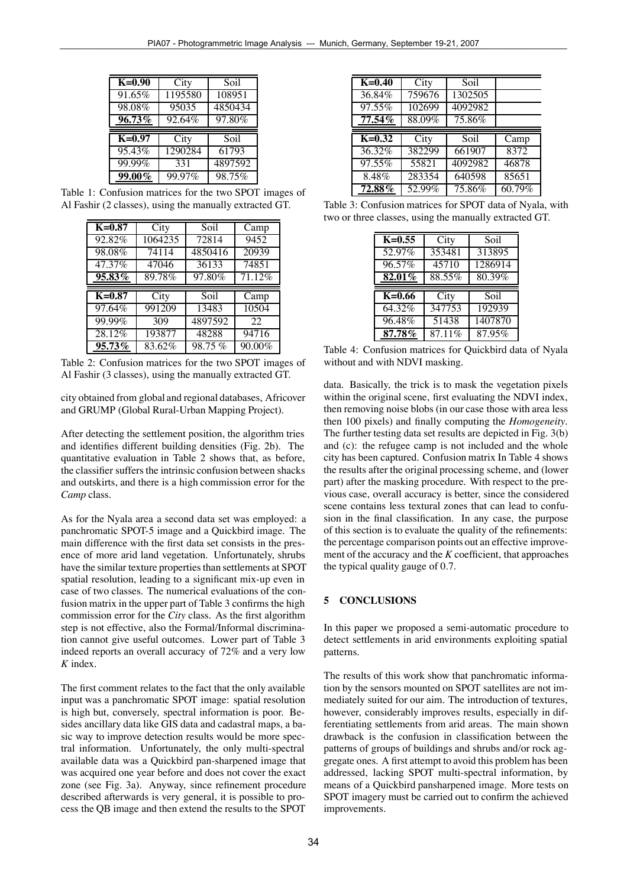| **K=0.90** | City | Soil |
|---|---|---|
| 91.65% | 1195580 | 108951 |
| 98.08% | 95035 | 4850434 |
| **96.73%** | 92.64% | 97.80% |

| **K=0.97** | City | Soil |
|---|---|---|
| 95.43% | 1290284 | 61793 |
| 99.99% | 331 | 4897592 |
| **99.00%** | 99.97% | 98.75% |

Table 1: Confusion matrices for the two SPOT images of Al Fashir (2 classes), using the manually extracted GT.

| **K=0.87** | City | Soil | Camp |
|---|---|---|---|
| 92.82% | 1064235 | 72814 | 9452 |
| 98.08% | 74114 | 4850416 | 20939 |
| 47.37% | 47046 | 36133 | 74851 |
| **95.83%** | 89.78% | 97.80% | 71.12% |

| **K=0.87** | City | Soil | Camp |
|---|---|---|---|
| 97.64% | 991209 | 13483 | 10504 |
| 99.99% | 309 | 4897592 | 22 |
| 28.12% | 193877 | 48288 | 94716 |
| **95.73%** | 83.62% | 98.75 % | 90.00% |

Table 2: Confusion matrices for the two SPOT images of Al Fashir (3 classes), using the manually extracted GT.

city obtained from global and regional databases, Africover and GRUMP (Global Rural-Urban Mapping Project).

After detecting the settlement position, the algorithm tries and identifies different building densities (Fig. 2b). The quantitative evaluation in Table 2 shows that, as before, the classifier suffers the intrinsic confusion between shacks and outskirts, and there is a high commission error for the *Camp* class.

As for the Nyala area a second data set was employed: a panchromatic SPOT-5 image and a Quickbird image. The main difference with the first data set consists in the presence of more arid land vegetation. Unfortunately, shrubs have the similar texture properties than settlements at SPOT spatial resolution, leading to a significant mix-up even in case of two classes. The numerical evaluations of the confusion matrix in the upper part of Table 3 confirms the high commission error for the *City* class. As the first algorithm step is not effective, also the Formal/Informal discrimination cannot give useful outcomes. Lower part of Table 3 indeed reports an overall accuracy of 72% and a very low *K* index.

The first comment relates to the fact that the only available input was a panchromatic SPOT image: spatial resolution is high but, conversely, spectral information is poor. Besides ancillary data like GIS data and cadastral maps, a basic way to improve detection results would be more spectral information. Unfortunately, the only multi-spectral available data was a Quickbird pan-sharpened image that was acquired one year before and does not cover the exact zone (see Fig. 3a). Anyway, since refinement procedure described afterwards is very general, it is possible to process the QB image and then extend the results to the SPOT

| **K=0.40** | City | Soil |
|---|---|---|
| 36.84% | 759676 | 1302505 |
| 97.55% | 102699 | 4092982 |
| **77.54%** | 88.09% | 75.86% |

| **K=0.32** | City | Soil | Camp |
|---|---|---|---|
| 36.32% | 382299 | 661907 | 8372 |
| 97.55% | 55821 | 4092982 | 46878 |
| 8.48% | 283354 | 640598 | 85651 |
| **72.88%** | 52.99% | 75.86% | 60.79% |

Table 3: Confusion matrices for SPOT data of Nyala, with two or three classes, using the manually extracted GT.

| **K=0.55** | City | Soil |
|---|---|---|
| 52.97% | 353481 | 313895 |
| 96.57% | 45710 | 1286914 |
| **82.01%** | 88.55% | 80.39% |

| **K=0.66** | City | Soil |
|---|---|---|
| 64.32% | 347753 | 192939 |
| 96.48% | 51438 | 1407870 |
| **87.78%** | 87.11% | 87.95% |

Table 4: Confusion matrices for Quickbird data of Nyala without and with NDVI masking.

data. Basically, the trick is to mask the vegetation pixels within the original scene, first evaluating the NDVI index, then removing noise blobs (in our case those with area less then 100 pixels) and finally computing the *Homogeneity*. The further testing data set results are depicted in Fig. 3(b) and (c): the refugee camp is not included and the whole city has been captured. Confusion matrix In Table 4 shows the results after the original processing scheme, and (lower part) after the masking procedure. With respect to the previous case, overall accuracy is better, since the considered scene contains less textural zones that can lead to confusion in the final classification. In any case, the purpose of this section is to evaluate the quality of the refinements: the percentage comparison points out an effective improvement of the accuracy and the *K* coefficient, that approaches the typical quality gauge of 0.7.

## 5 CONCLUSIONS

In this paper we proposed a semi-automatic procedure to detect settlements in arid environments exploiting spatial patterns.

The results of this work show that panchromatic information by the sensors mounted on SPOT satellites are not immediately suited for our aim. The introduction of textures, however, considerably improves results, especially in differentiating settlements from arid areas. The main shown drawback is the confusion in classification between the patterns of groups of buildings and shrubs and/or rock aggregate ones. A first attempt to avoid this problem has been addressed, lacking SPOT multi-spectral information, by means of a Quickbird pansharpened image. More tests on SPOT imagery must be carried out to confirm the achieved improvements.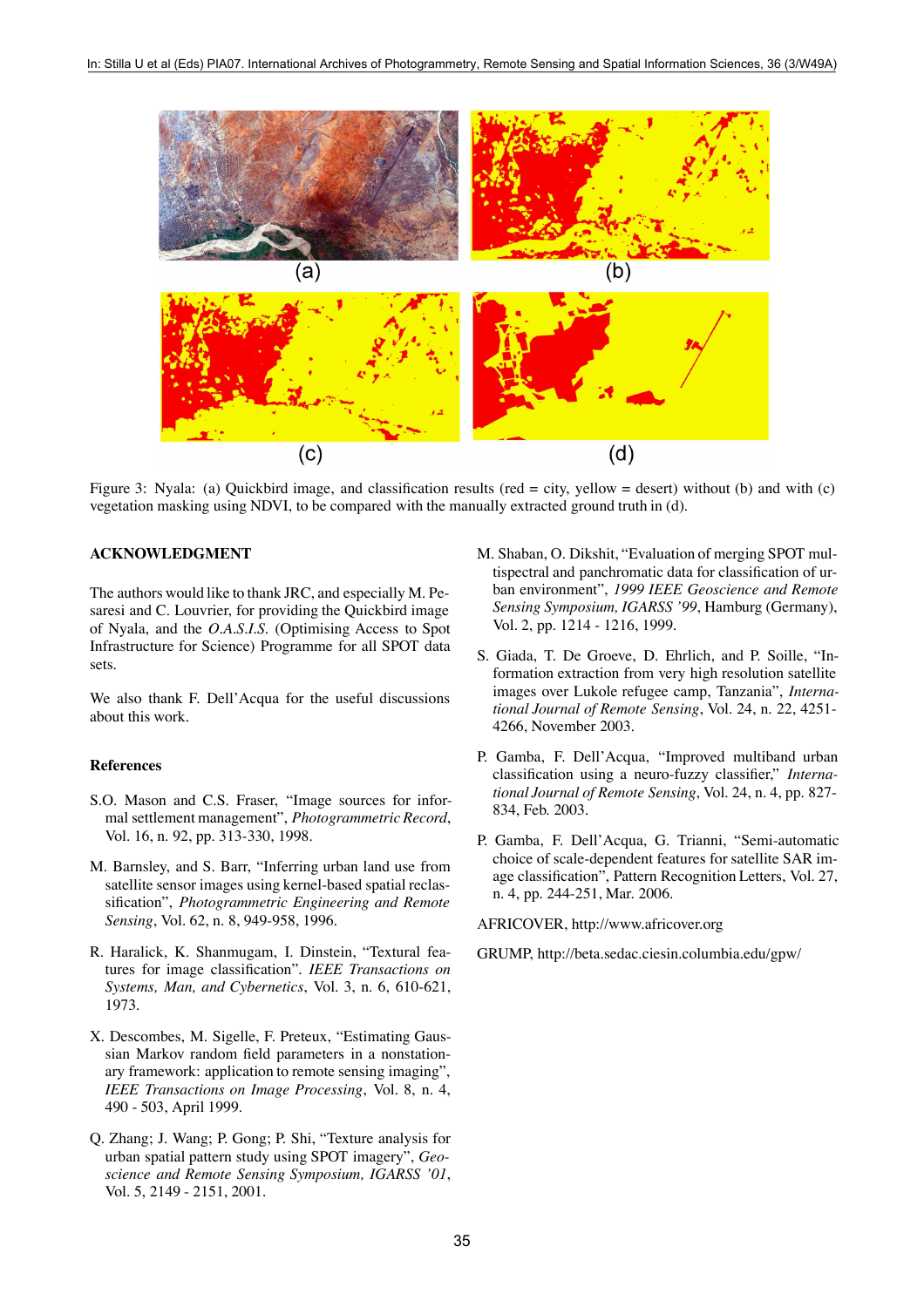(a) (b) (c) (d)

Figure 3: Nyala: (a) Quickbird image, and classification results (red = city, yellow = desert) without (b) and with (c) vegetation masking using NDVI, to be compared with the manually extracted ground truth in (d).

## ACKNOWLEDGMENT

The authors would like to thank JRC, and especially M. Pesaresi and C. Louvrier, for providing the Quickbird image of Nyala, and the *O.A.S.I.S.* (Optimising Access to Spot Infrastructure for Science) Programme for all SPOT data sets.

We also thank F. Dell'Acqua for the useful discussions about this work.

## References

S.O. Mason and C.S. Fraser, "Image sources for informal settlement management", *Photogrammetric Record*, Vol. 16, n. 92, pp. 313-330, 1998.

M. Barnsley, and S. Barr, "Inferring urban land use from satellite sensor images using kernel-based spatial reclassification", *Photogrammetric Engineering and Remote Sensing*, Vol. 62, n. 8, 949-958, 1996.

R. Haralick, K. Shanmugam, I. Dinstein, "Textural features for image classification". *IEEE Transactions on Systems, Man, and Cybernetics*, Vol. 3, n. 6, 610-621, 1973.

X. Descombes, M. Sigelle, F. Preteux, "Estimating Gaussian Markov random field parameters in a nonstationary framework: application to remote sensing imaging", *IEEE Transactions on Image Processing*, Vol. 8, n. 4, 490 - 503, April 1999.

Q. Zhang; J. Wang; P. Gong; P. Shi, "Texture analysis for urban spatial pattern study using SPOT imagery", *Geoscience and Remote Sensing Symposium, IGARSS '01*, Vol. 5, 2149 - 2151, 2001.

M. Shaban, O. Dikshit, "Evaluation of merging SPOT multispectral and panchromatic data for classification of urban environment", *1999 IEEE Geoscience and Remote Sensing Symposium, IGARSS '99*, Hamburg (Germany), Vol. 2, pp. 1214 - 1216, 1999.

S. Giada, T. De Groeve, D. Ehrlich, and P. Soille, "Information extraction from very high resolution satellite images over Lukole refugee camp, Tanzania", *International Journal of Remote Sensing*, Vol. 24, n. 22, 4251-4266, November 2003.

P. Gamba, F. Dell'Acqua, "Improved multiband urban classification using a neuro-fuzzy classifier," *International Journal of Remote Sensing*, Vol. 24, n. 4, pp. 827-834, Feb. 2003.

P. Gamba, F. Dell'Acqua, G. Trianni, "Semi-automatic choice of scale-dependent features for satellite SAR image classification", Pattern Recognition Letters, Vol. 27, n. 4, pp. 244-251, Mar. 2006.

AFRICOVER, http://www.africover.org

GRUMP, http://beta.sedac.ciesin.columbia.edu/gpw/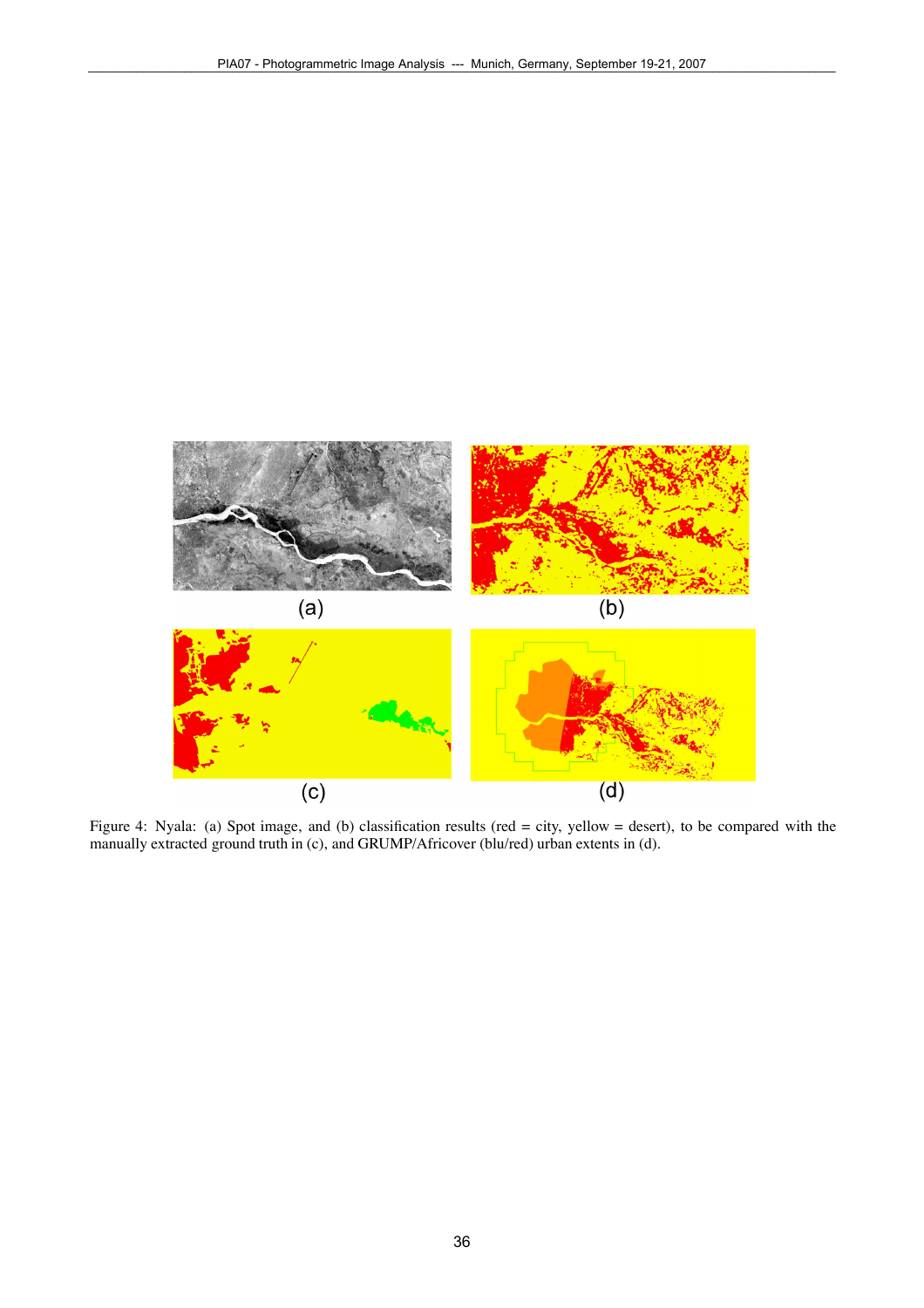(a)

(b)

(c)

(d)

Figure 4: Nyala: (a) Spot image, and (b) classification results (red = city, yellow = desert), to be compared with the manually extracted ground truth in (c), and GRUMP/Africover (blu/red) urban extents in (d).